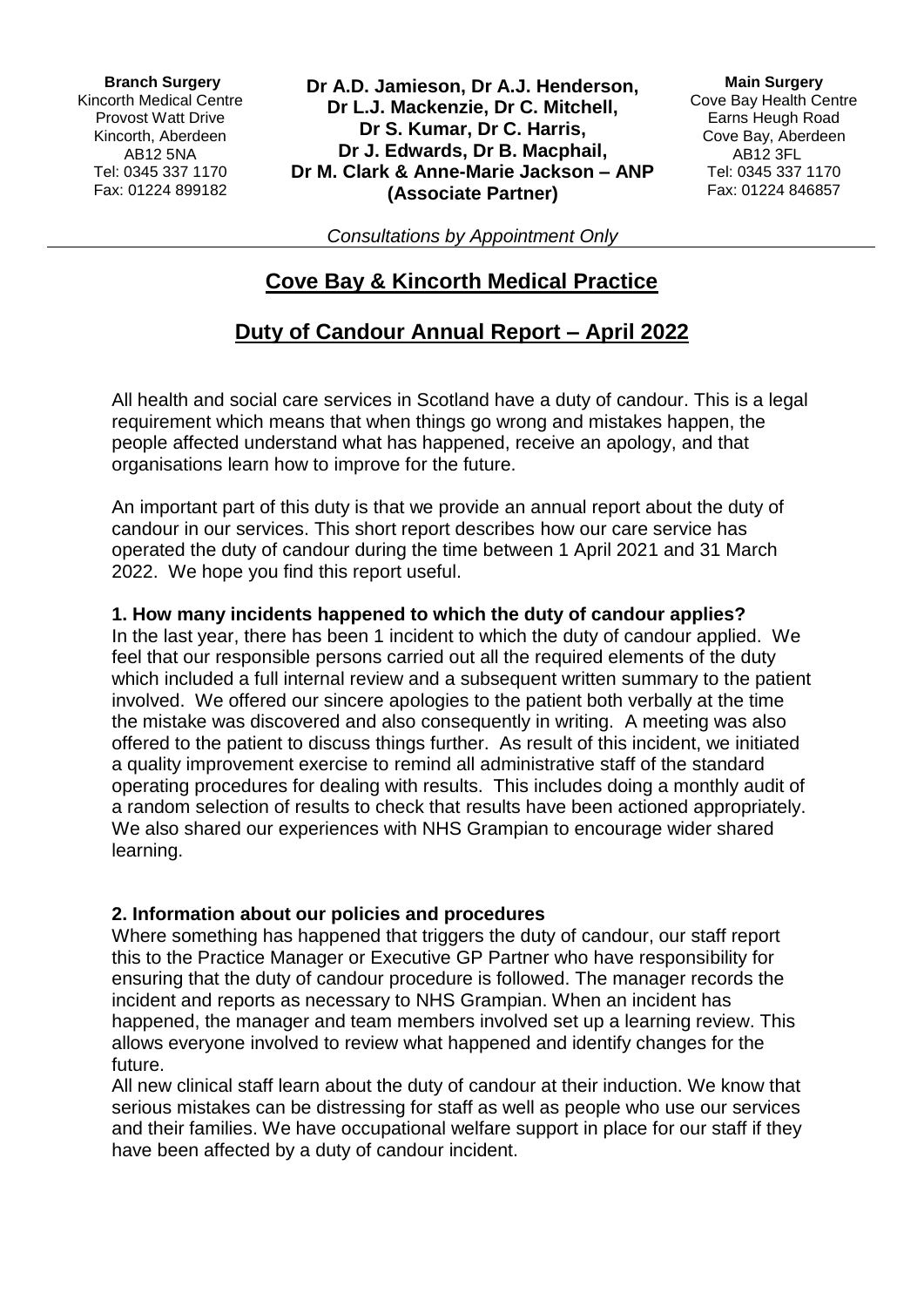**Branch Surgery**
Kincorth Medical Centre
Provost Watt Drive
Kincorth, Aberdeen
AB12 5NA
Tel: 0345 337 1170
Fax: 01224 899182

**Dr A.D. Jamieson, Dr A.J. Henderson,**
**Dr L.J. Mackenzie, Dr C. Mitchell,**
**Dr S. Kumar, Dr C. Harris,**
**Dr J. Edwards, Dr B. Macphail,**
**Dr M. Clark & Anne-Marie Jackson – ANP**
**(Associate Partner)**

**Main Surgery**
Cove Bay Health Centre
Earns Heugh Road
Cove Bay, Aberdeen
AB12 3FL
Tel: 0345 337 1170
Fax: 01224 846857

*Consultations by Appointment Only*

# Cove Bay & Kincorth Medical Practice

## Duty of Candour Annual Report – April 2022

All health and social care services in Scotland have a duty of candour. This is a legal requirement which means that when things go wrong and mistakes happen, the people affected understand what has happened, receive an apology, and that organisations learn how to improve for the future.

An important part of this duty is that we provide an annual report about the duty of candour in our services. This short report describes how our care service has operated the duty of candour during the time between 1 April 2021 and 31 March 2022. We hope you find this report useful.

**1. How many incidents happened to which the duty of candour applies?**

In the last year, there has been 1 incident to which the duty of candour applied. We feel that our responsible persons carried out all the required elements of the duty which included a full internal review and a subsequent written summary to the patient involved. We offered our sincere apologies to the patient both verbally at the time the mistake was discovered and also consequently in writing. A meeting was also offered to the patient to discuss things further. As result of this incident, we initiated a quality improvement exercise to remind all administrative staff of the standard operating procedures for dealing with results. This includes doing a monthly audit of a random selection of results to check that results have been actioned appropriately. We also shared our experiences with NHS Grampian to encourage wider shared learning.

**2. Information about our policies and procedures**

Where something has happened that triggers the duty of candour, our staff report this to the Practice Manager or Executive GP Partner who have responsibility for ensuring that the duty of candour procedure is followed. The manager records the incident and reports as necessary to NHS Grampian. When an incident has happened, the manager and team members involved set up a learning review. This allows everyone involved to review what happened and identify changes for the future.

All new clinical staff learn about the duty of candour at their induction. We know that serious mistakes can be distressing for staff as well as people who use our services and their families. We have occupational welfare support in place for our staff if they have been affected by a duty of candour incident.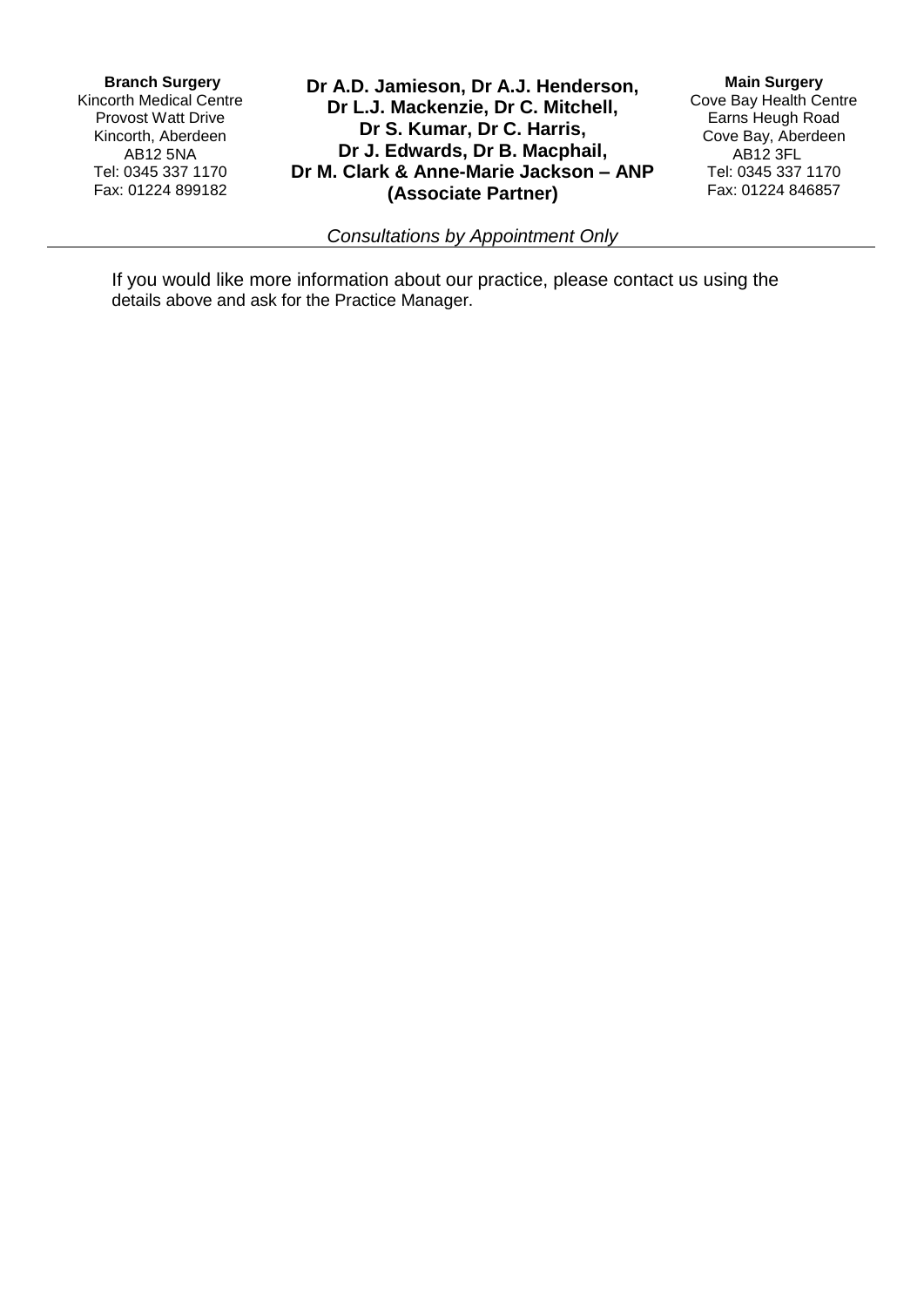**Branch Surgery**
Kincorth Medical Centre
Provost Watt Drive
Kincorth, Aberdeen
AB12 5NA
Tel: 0345 337 1170
Fax: 01224 899182

**Dr A.D. Jamieson, Dr A.J. Henderson, Dr L.J. Mackenzie, Dr C. Mitchell, Dr S. Kumar, Dr C. Harris, Dr J. Edwards, Dr B. Macphail, Dr M. Clark & Anne-Marie Jackson – ANP (Associate Partner)**

**Main Surgery**
Cove Bay Health Centre
Earns Heugh Road
Cove Bay, Aberdeen
AB12 3FL
Tel: 0345 337 1170
Fax: 01224 846857

*Consultations by Appointment Only*

---

If you would like more information about our practice, please contact us using the details above and ask for the Practice Manager.